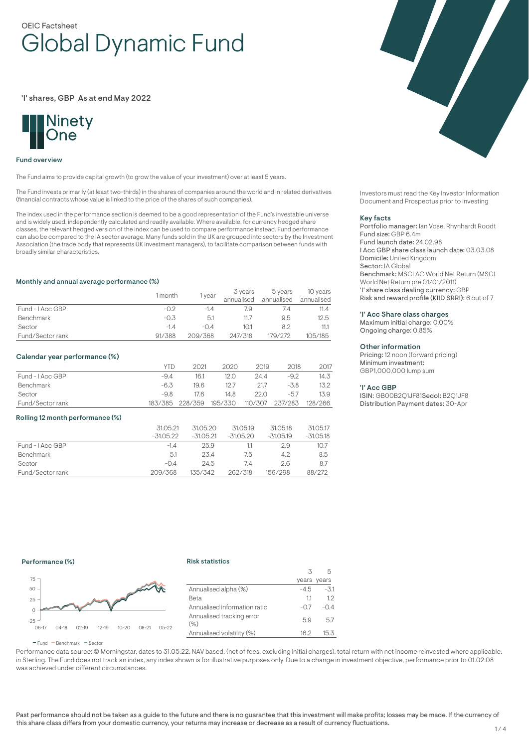OEIC Factsheet

# Global Dynamic Fund

'I' shares, GBP As at end May 2022

Ninety One

### Fund overview

The Fund aims to provide capital growth (to grow the value of your investment) over at least 5 years.

The Fund invests primarily (at least two-thirds) in the shares of companies around the world and in related derivatives (financial contracts whose value is linked to the price of the shares of such companies).

The index used in the performance section is deemed to be a good representation of the Fund's investable universe and is widely used, independently calculated and readily available. Where available, for currency hedged share classes, the relevant hedged version of the index can be used to compare performance instead. Fund performance can also be compared to the IA sector average. Many funds sold in the UK are grouped into sectors by the Investment Association (the trade body that represents UK investment managers), to facilitate comparison between funds with broadly similar characteristics.

### Monthly and annual average performance (%)

| | 1 month | 1 year | 3 years annualised | 5 years annualised | 10 years annualised |
|---|---|---|---|---|---|
| Fund - I Acc GBP | -0.2 | -1.4 | 7.9 | 7.4 | 11.4 |
| Benchmark | -0.3 | 5.1 | 11.7 | 9.5 | 12.5 |
| Sector | -1.4 | -0.4 | 10.1 | 8.2 | 11.1 |
| Fund/Sector rank | 91/388 | 209/368 | 247/318 | 179/272 | 105/185 |

### Calendar year performance (%)

| | YTD | 2021 | 2020 | 2019 | 2018 | 2017 |
|---|---|---|---|---|---|---|
| Fund - I Acc GBP | -9.4 | 16.1 | 12.0 | 24.4 | -9.2 | 14.3 |
| Benchmark | -6.3 | 19.6 | 12.7 | 21.7 | -3.8 | 13.2 |
| Sector | -9.8 | 17.6 | 14.8 | 22.0 | -5.7 | 13.9 |
| Fund/Sector rank | 183/385 | 228/359 | 195/330 | 110/307 | 237/283 | 128/266 |

### Rolling 12 month performance (%)

| | 31.05.21 -31.05.22 | 31.05.20 -31.05.21 | 31.05.19 -31.05.20 | 31.05.18 -31.05.19 | 31.05.17 -31.05.18 |
|---|---|---|---|---|---|
| Fund - I Acc GBP | -1.4 | 25.9 | 1.1 | 2.9 | 10.7 |
| Benchmark | 5.1 | 23.4 | 7.5 | 4.2 | 8.5 |
| Sector | -0.4 | 24.5 | 7.4 | 2.6 | 8.7 |
| Fund/Sector rank | 209/368 | 135/342 | 262/318 | 156/298 | 88/272 |

### Performance (%)

Fund — Benchmark — Sector

### Risk statistics

| | 3 years | 5 years |
|---|---|---|
| Annualised alpha (%) | -4.5 | -3.1 |
| Beta | 1.1 | 1.2 |
| Annualised information ratio | -0.7 | -0.4 |
| Annualised tracking error (%) | 5.9 | 5.7 |
| Annualised volatility (%) | 16.2 | 15.3 |

Performance data source: © Morningstar, dates to 31.05.22, NAV based, (net of fees, excluding initial charges), total return with net income reinvested where applicable, in Sterling. The Fund does not track an index, any index shown is for illustrative purposes only. Due to a change in investment objective, performance prior to 01.02.08 was achieved under different circumstances.

Investors must read the Key Investor Information Document and Prospectus prior to investing

### Key facts

**Portfolio manager:** Ian Vose, Rhynhardt Roodt
**Fund size:** GBP 6.4m
**Fund launch date:** 24.02.98
**I Acc GBP share class launch date:** 03.03.08
**Domicile:** United Kingdom
**Sector:** IA Global
**Benchmark:** MSCI AC World Net Return (MSCI World Net Return pre 01/01/2011)
**'I' share class dealing currency:** GBP
**Risk and reward profile (KIID SRRI):** 6 out of 7

### 'I' Acc Share class charges

**Maximum initial charge:** 0.00%
**Ongoing charge:** 0.85%

### Other information

**Pricing:** 12 noon (forward pricing)
**Minimum investment:** GBP1,000,000 lump sum

### 'I' Acc GBP

**ISIN:** GB00B2Q1JF81 **Sedol:** B2Q1JF8
**Distribution Payment dates:** 30-Apr

Past performance should not be taken as a guide to the future and there is no guarantee that this investment will make profits; losses may be made. If the currency of this share class differs from your domestic currency, your returns may increase or decrease as a result of currency fluctuations.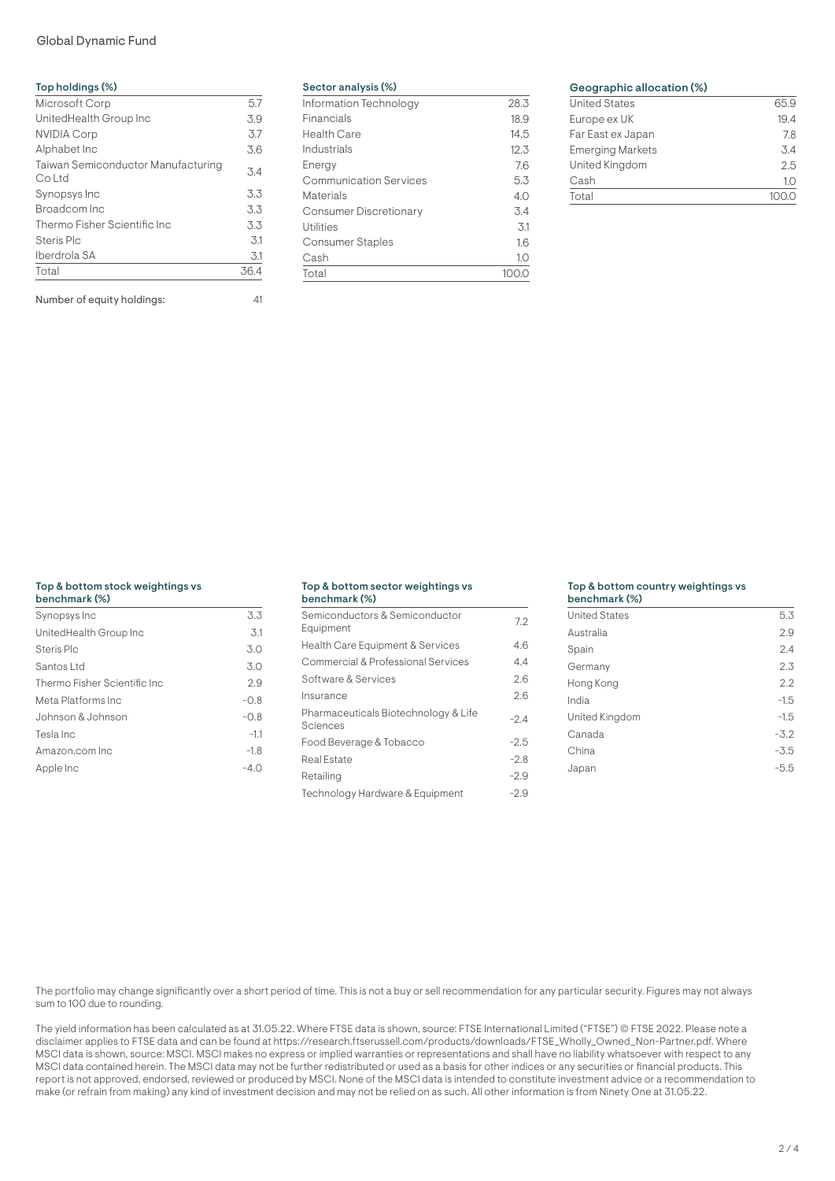### Top holdings (%)

| Holding | % |
|---|---|
| Microsoft Corp | 5.7 |
| UnitedHealth Group Inc | 3.9 |
| NVIDIA Corp | 3.7 |
| Alphabet Inc | 3.6 |
| Taiwan Semiconductor Manufacturing Co Ltd | 3.4 |
| Synopsys Inc | 3.3 |
| Broadcom Inc | 3.3 |
| Thermo Fisher Scientific Inc | 3.3 |
| Steris Plc | 3.1 |
| Iberdrola SA | 3.1 |
| Total | 36.4 |

Number of equity holdings: 41

### Sector analysis (%)

| Sector | % |
|---|---|
| Information Technology | 28.3 |
| Financials | 18.9 |
| Health Care | 14.5 |
| Industrials | 12.3 |
| Energy | 7.6 |
| Communication Services | 5.3 |
| Materials | 4.0 |
| Consumer Discretionary | 3.4 |
| Utilities | 3.1 |
| Consumer Staples | 1.6 |
| Cash | 1.0 |
| Total | 100.0 |

### Geographic allocation (%)

| Region | % |
|---|---|
| United States | 65.9 |
| Europe ex UK | 19.4 |
| Far East ex Japan | 7.8 |
| Emerging Markets | 3.4 |
| United Kingdom | 2.5 |
| Cash | 1.0 |
| Total | 100.0 |

### Top & bottom stock weightings vs benchmark (%)

| Stock | % |
|---|---|
| Synopsys Inc | 3.3 |
| UnitedHealth Group Inc | 3.1 |
| Steris Plc | 3.0 |
| Santos Ltd | 3.0 |
| Thermo Fisher Scientific Inc | 2.9 |
| Meta Platforms Inc | -0.8 |
| Johnson & Johnson | -0.8 |
| Tesla Inc | -1.1 |
| Amazon.com Inc | -1.8 |
| Apple Inc | -4.0 |

### Top & bottom sector weightings vs benchmark (%)

| Sector | % |
|---|---|
| Semiconductors & Semiconductor Equipment | 7.2 |
| Health Care Equipment & Services | 4.6 |
| Commercial & Professional Services | 4.4 |
| Software & Services | 2.6 |
| Insurance | 2.6 |
| Pharmaceuticals Biotechnology & Life Sciences | -2.4 |
| Food Beverage & Tobacco | -2.5 |
| Real Estate | -2.8 |
| Retailing | -2.9 |
| Technology Hardware & Equipment | -2.9 |

### Top & bottom country weightings vs benchmark (%)

| Country | % |
|---|---|
| United States | 5.3 |
| Australia | 2.9 |
| Spain | 2.4 |
| Germany | 2.3 |
| Hong Kong | 2.2 |
| India | -1.5 |
| United Kingdom | -1.5 |
| Canada | -3.2 |
| China | -3.5 |
| Japan | -5.5 |

The portfolio may change significantly over a short period of time. This is not a buy or sell recommendation for any particular security. Figures may not always sum to 100 due to rounding.

The yield information has been calculated as at 31.05.22. Where FTSE data is shown, source: FTSE International Limited ("FTSE") © FTSE 2022. Please note a disclaimer applies to FTSE data and can be found at https://research.ftserussell.com/products/downloads/FTSE_Wholly_Owned_Non-Partner.pdf. Where MSCI data is shown, source: MSCI. MSCI makes no express or implied warranties or representations and shall have no liability whatsoever with respect to any MSCI data contained herein. The MSCI data may not be further redistributed or used as a basis for other indices or any securities or financial products. This report is not approved, endorsed, reviewed or produced by MSCI. None of the MSCI data is intended to constitute investment advice or a recommendation to make (or refrain from making) any kind of investment decision and may not be relied on as such. All other information is from Ninety One at 31.05.22.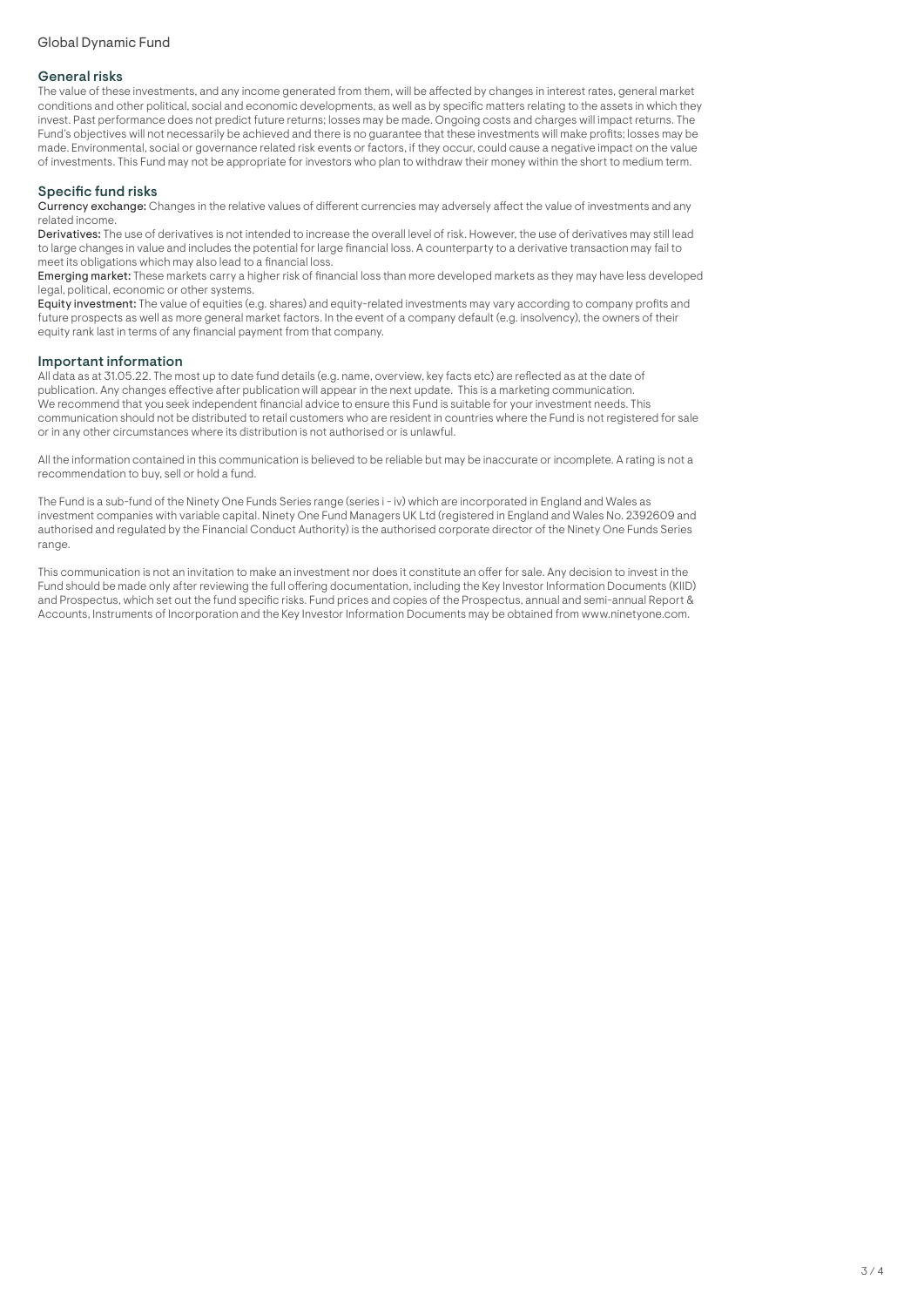## General risks

The value of these investments, and any income generated from them, will be affected by changes in interest rates, general market conditions and other political, social and economic developments, as well as by specific matters relating to the assets in which they invest. Past performance does not predict future returns; losses may be made. Ongoing costs and charges will impact returns. The Fund's objectives will not necessarily be achieved and there is no guarantee that these investments will make profits; losses may be made. Environmental, social or governance related risk events or factors, if they occur, could cause a negative impact on the value of investments. This Fund may not be appropriate for investors who plan to withdraw their money within the short to medium term.

## Specific fund risks

**Currency exchange:** Changes in the relative values of different currencies may adversely affect the value of investments and any related income.

**Derivatives:** The use of derivatives is not intended to increase the overall level of risk. However, the use of derivatives may still lead to large changes in value and includes the potential for large financial loss. A counterparty to a derivative transaction may fail to meet its obligations which may also lead to a financial loss.

**Emerging market:** These markets carry a higher risk of financial loss than more developed markets as they may have less developed legal, political, economic or other systems.

**Equity investment:** The value of equities (e.g. shares) and equity-related investments may vary according to company profits and future prospects as well as more general market factors. In the event of a company default (e.g. insolvency), the owners of their equity rank last in terms of any financial payment from that company.

## Important information

All data as at 31.05.22. The most up to date fund details (e.g. name, overview, key facts etc) are reflected as at the date of publication. Any changes effective after publication will appear in the next update. This is a marketing communication. We recommend that you seek independent financial advice to ensure this Fund is suitable for your investment needs. This communication should not be distributed to retail customers who are resident in countries where the Fund is not registered for sale or in any other circumstances where its distribution is not authorised or is unlawful.

All the information contained in this communication is believed to be reliable but may be inaccurate or incomplete. A rating is not a recommendation to buy, sell or hold a fund.

The Fund is a sub-fund of the Ninety One Funds Series range (series i - iv) which are incorporated in England and Wales as investment companies with variable capital. Ninety One Fund Managers UK Ltd (registered in England and Wales No. 2392609 and authorised and regulated by the Financial Conduct Authority) is the authorised corporate director of the Ninety One Funds Series range.

This communication is not an invitation to make an investment nor does it constitute an offer for sale. Any decision to invest in the Fund should be made only after reviewing the full offering documentation, including the Key Investor Information Documents (KIID) and Prospectus, which set out the fund specific risks. Fund prices and copies of the Prospectus, annual and semi-annual Report & Accounts, Instruments of Incorporation and the Key Investor Information Documents may be obtained from www.ninetyone.com.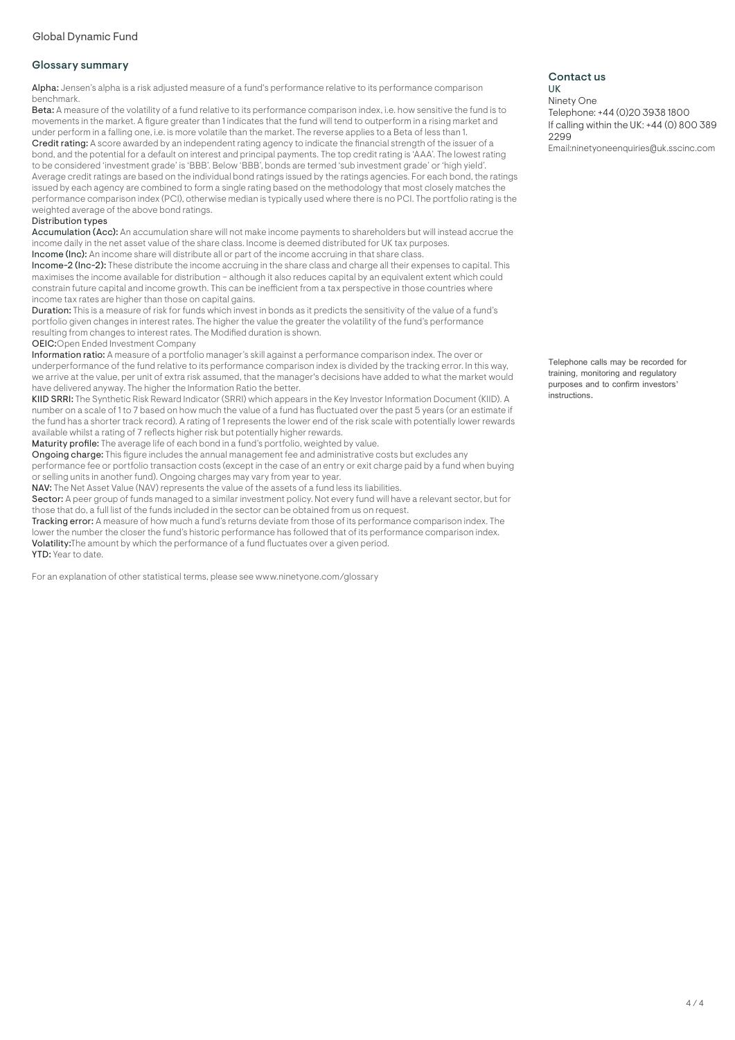## Glossary summary

**Alpha:** Jensen's alpha is a risk adjusted measure of a fund's performance relative to its performance comparison benchmark.

**Beta:** A measure of the volatility of a fund relative to its performance comparison index, i.e. how sensitive the fund is to movements in the market. A figure greater than 1 indicates that the fund will tend to outperform in a rising market and under perform in a falling one, i.e. is more volatile than the market. The reverse applies to a Beta of less than 1.

**Credit rating:** A score awarded by an independent rating agency to indicate the financial strength of the issuer of a bond, and the potential for a default on interest and principal payments. The top credit rating is 'AAA'. The lowest rating to be considered 'investment grade' is 'BBB'. Below 'BBB', bonds are termed 'sub investment grade' or 'high yield'. Average credit ratings are based on the individual bond ratings issued by the ratings agencies. For each bond, the ratings issued by each agency are combined to form a single rating based on the methodology that most closely matches the performance comparison index (PCI), otherwise median is typically used where there is no PCI. The portfolio rating is the weighted average of the above bond ratings.

**Distribution types**

**Accumulation (Acc):** An accumulation share will not make income payments to shareholders but will instead accrue the income daily in the net asset value of the share class. Income is deemed distributed for UK tax purposes.

**Income (Inc):** An income share will distribute all or part of the income accruing in that share class.

**Income-2 (Inc-2):** These distribute the income accruing in the share class and charge all their expenses to capital. This maximises the income available for distribution – although it also reduces capital by an equivalent extent which could constrain future capital and income growth. This can be inefficient from a tax perspective in those countries where income tax rates are higher than those on capital gains.

**Duration:** This is a measure of risk for funds which invest in bonds as it predicts the sensitivity of the value of a fund's portfolio given changes in interest rates. The higher the value the greater the volatility of the fund's performance resulting from changes to interest rates. The Modified duration is shown.

**OEIC:** Open Ended Investment Company

**Information ratio:** A measure of a portfolio manager's skill against a performance comparison index. The over or underperformance of the fund relative to its performance comparison index is divided by the tracking error. In this way, we arrive at the value, per unit of extra risk assumed, that the manager's decisions have added to what the market would have delivered anyway. The higher the Information Ratio the better.

**KIID SRRI:** The Synthetic Risk Reward Indicator (SRRI) which appears in the Key Investor Information Document (KIID). A number on a scale of 1 to 7 based on how much the value of a fund has fluctuated over the past 5 years (or an estimate if the fund has a shorter track record). A rating of 1 represents the lower end of the risk scale with potentially lower rewards available whilst a rating of 7 reflects higher risk but potentially higher rewards.

**Maturity profile:** The average life of each bond in a fund's portfolio, weighted by value.

**Ongoing charge:** This figure includes the annual management fee and administrative costs but excludes any performance fee or portfolio transaction costs (except in the case of an entry or exit charge paid by a fund when buying or selling units in another fund). Ongoing charges may vary from year to year.

**NAV:** The Net Asset Value (NAV) represents the value of the assets of a fund less its liabilities.

**Sector:** A peer group of funds managed to a similar investment policy. Not every fund will have a relevant sector, but for those that do, a full list of the funds included in the sector can be obtained from us on request.

**Tracking error:** A measure of how much a fund's returns deviate from those of its performance comparison index. The lower the number the closer the fund's historic performance has followed that of its performance comparison index.

**Volatility:** The amount by which the performance of a fund fluctuates over a given period.

**YTD:** Year to date.

For an explanation of other statistical terms, please see www.ninetyone.com/glossary

## Contact us

**UK**

Ninety One
Telephone: +44 (0)20 3938 1800
If calling within the UK: +44 (0) 800 389 2299
Email:ninetyoneenquiries@uk.sscinc.com

Telephone calls may be recorded for training, monitoring and regulatory purposes and to confirm investors' instructions.